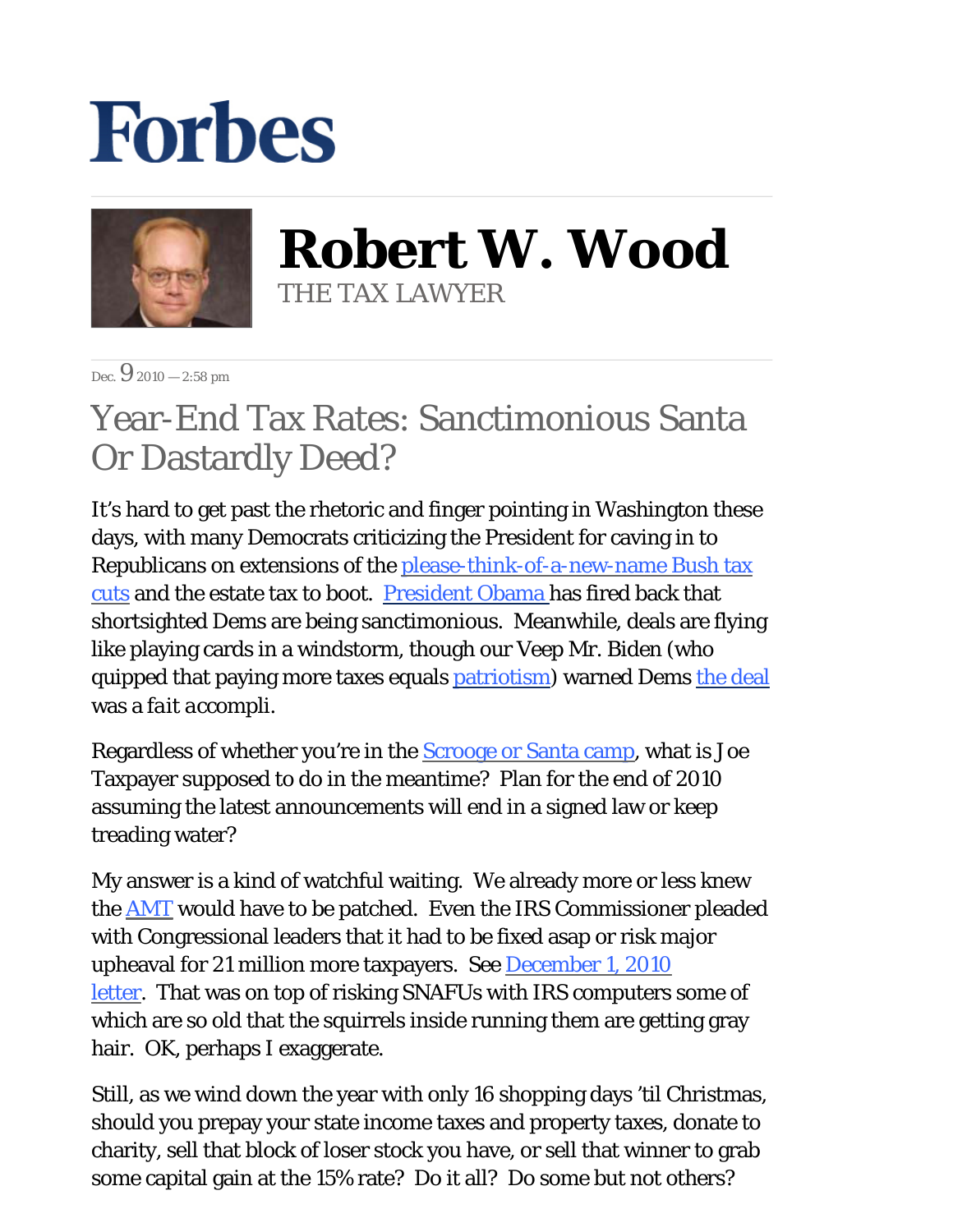Forbes

# Robert W. Wood

THE TAX LAWYER

Dec. 9 2010 — 2:58 pm

## Year-End Tax Rates: Sanctimonious Santa Or Dastardly Deed?

It's hard to get past the rhetoric and finger pointing in Washington these days, with many Democrats criticizing the President for caving in to Republicans on extensions of the please-think-of-a-new-name Bush tax cuts and the estate tax to boot. President Obama has fired back that shortsighted Dems are being sanctimonious. Meanwhile, deals are flying like playing cards in a windstorm, though our Veep Mr. Biden (who quipped that paying more taxes equals patriotism) warned Dems the deal was a *fait accompli*.

Regardless of whether you're in the Scrooge or Santa camp, what is Joe Taxpayer supposed to do in the meantime? Plan for the end of 2010 assuming the latest announcements will end in a signed law or keep treading water?

My answer is a kind of watchful waiting. We already more or less knew the AMT would have to be patched. Even the IRS Commissioner pleaded with Congressional leaders that it had to be fixed asap or risk major upheaval for 21 million more taxpayers. See December 1, 2010 letter. That was on top of risking SNAFUs with IRS computers some of which are so old that the squirrels inside running them are getting gray hair. OK, perhaps I exaggerate.

Still, as we wind down the year with only 16 shopping days 'til Christmas, should you prepay your state income taxes and property taxes, donate to charity, sell that block of loser stock you have, or sell that winner to grab some capital gain at the 15% rate? Do it all? Do some but not others?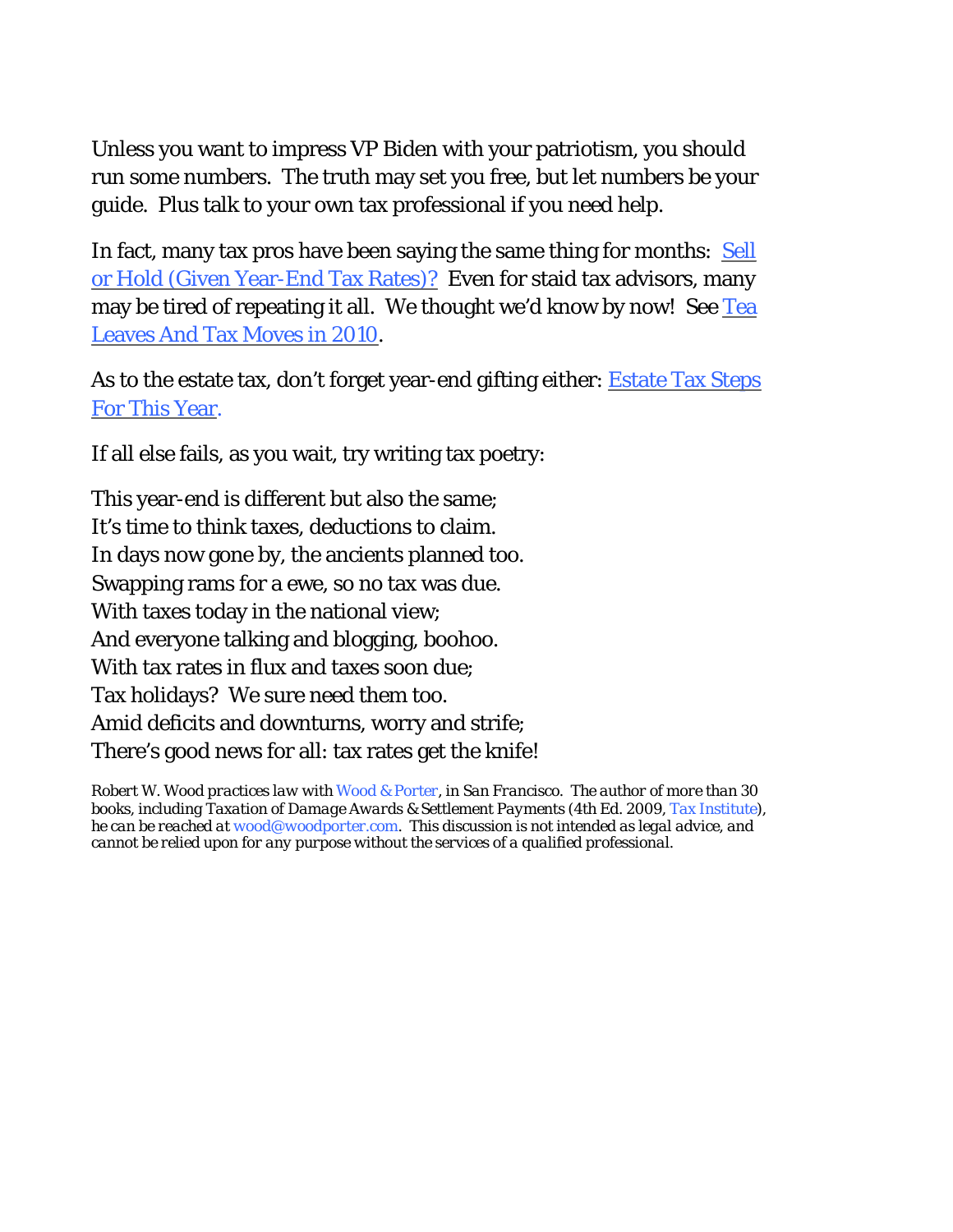Unless you want to impress VP Biden with your patriotism, you should run some numbers. The truth may set you free, but let numbers be your guide. Plus talk to your own tax professional if you need help.

In fact, many tax pros have been saying the same thing for months: Sell or Hold (Given Year-End Tax Rates)? Even for staid tax advisors, many may be tired of repeating it all. We thought we'd know by now! See Tea Leaves And Tax Moves in 2010.

As to the estate tax, don't forget year-end gifting either: Estate Tax Steps For This Year.

If all else fails, as you wait, try writing tax poetry:

This year-end is different but also the same;  
It's time to think taxes, deductions to claim.  
In days now gone by, the ancients planned too.  
Swapping rams for a ewe, so no tax was due.  
With taxes today in the national view;  
And everyone talking and blogging, boohoo.  
With tax rates in flux and taxes soon due;  
Tax holidays? We sure need them too.  
Amid deficits and downturns, worry and strife;  
There's good news for all: tax rates get the knife!

*Robert W. Wood practices law with Wood & Porter, in San Francisco. The author of more than 30 books, including Taxation of Damage Awards & Settlement Payments (4th Ed. 2009, Tax Institute), he can be reached at wood@woodporter.com. This discussion is not intended as legal advice, and cannot be relied upon for any purpose without the services of a qualified professional.*